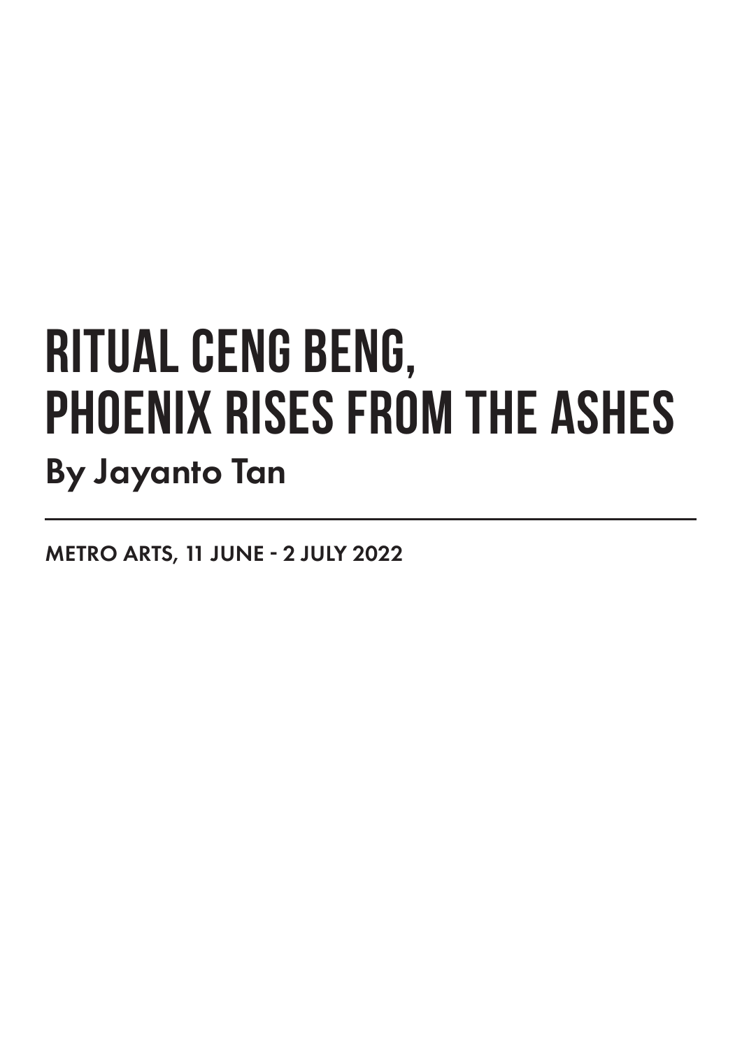# RITUAL CENG BENG, PHOENIX RISES FROM THE ASHES

## By Jayanto Tan

---

METRO ARTS, 11 JUNE - 2 JULY 2022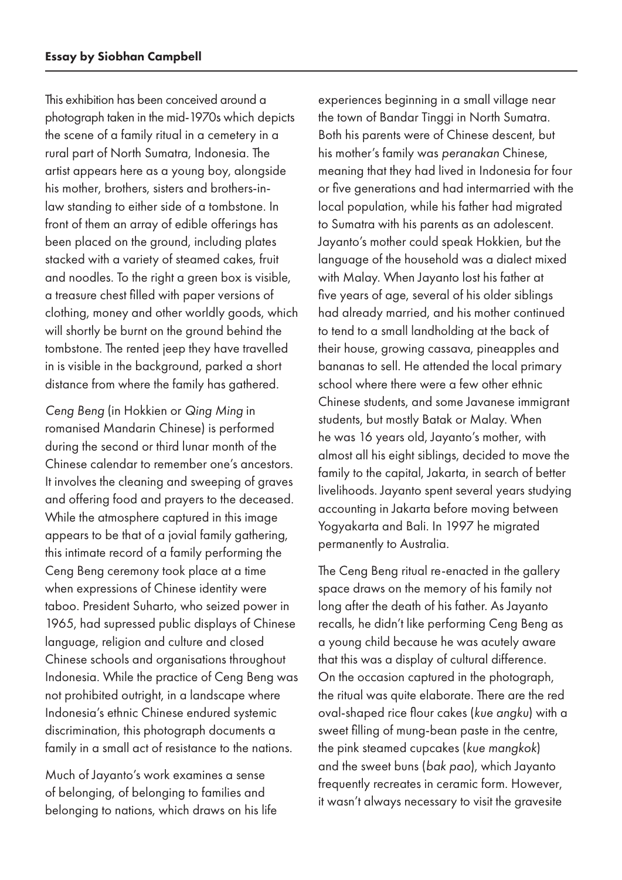**Essay by Siobhan Campbell**

This exhibition has been conceived around a photograph taken in the mid-1970s which depicts the scene of a family ritual in a cemetery in a rural part of North Sumatra, Indonesia. The artist appears here as a young boy, alongside his mother, brothers, sisters and brothers-in-law standing to either side of a tombstone. In front of them an array of edible offerings has been placed on the ground, including plates stacked with a variety of steamed cakes, fruit and noodles. To the right a green box is visible, a treasure chest filled with paper versions of clothing, money and other worldly goods, which will shortly be burnt on the ground behind the tombstone. The rented jeep they have travelled in is visible in the background, parked a short distance from where the family has gathered.

*Ceng Beng* (in Hokkien or *Qing Ming* in romanised Mandarin Chinese) is performed during the second or third lunar month of the Chinese calendar to remember one's ancestors. It involves the cleaning and sweeping of graves and offering food and prayers to the deceased. While the atmosphere captured in this image appears to be that of a jovial family gathering, this intimate record of a family performing the Ceng Beng ceremony took place at a time when expressions of Chinese identity were taboo. President Suharto, who seized power in 1965, had supressed public displays of Chinese language, religion and culture and closed Chinese schools and organisations throughout Indonesia. While the practice of Ceng Beng was not prohibited outright, in a landscape where Indonesia's ethnic Chinese endured systemic discrimination, this photograph documents a family in a small act of resistance to the nations.

Much of Jayanto's work examines a sense of belonging, of belonging to families and belonging to nations, which draws on his life experiences beginning in a small village near the town of Bandar Tinggi in North Sumatra. Both his parents were of Chinese descent, but his mother's family was *peranakan* Chinese, meaning that they had lived in Indonesia for four or five generations and had intermarried with the local population, while his father had migrated to Sumatra with his parents as an adolescent. Jayanto's mother could speak Hokkien, but the language of the household was a dialect mixed with Malay. When Jayanto lost his father at five years of age, several of his older siblings had already married, and his mother continued to tend to a small landholding at the back of their house, growing cassava, pineapples and bananas to sell. He attended the local primary school where there were a few other ethnic Chinese students, and some Javanese immigrant students, but mostly Batak or Malay. When he was 16 years old, Jayanto's mother, with almost all his eight siblings, decided to move the family to the capital, Jakarta, in search of better livelihoods. Jayanto spent several years studying accounting in Jakarta before moving between Yogyakarta and Bali. In 1997 he migrated permanently to Australia.

The Ceng Beng ritual re-enacted in the gallery space draws on the memory of his family not long after the death of his father. As Jayanto recalls, he didn't like performing Ceng Beng as a young child because he was acutely aware that this was a display of cultural difference. On the occasion captured in the photograph, the ritual was quite elaborate. There are the red oval-shaped rice flour cakes (*kue angku*) with a sweet filling of mung-bean paste in the centre, the pink steamed cupcakes (*kue mangkok*) and the sweet buns (*bak pao*), which Jayanto frequently recreates in ceramic form. However, it wasn't always necessary to visit the gravesite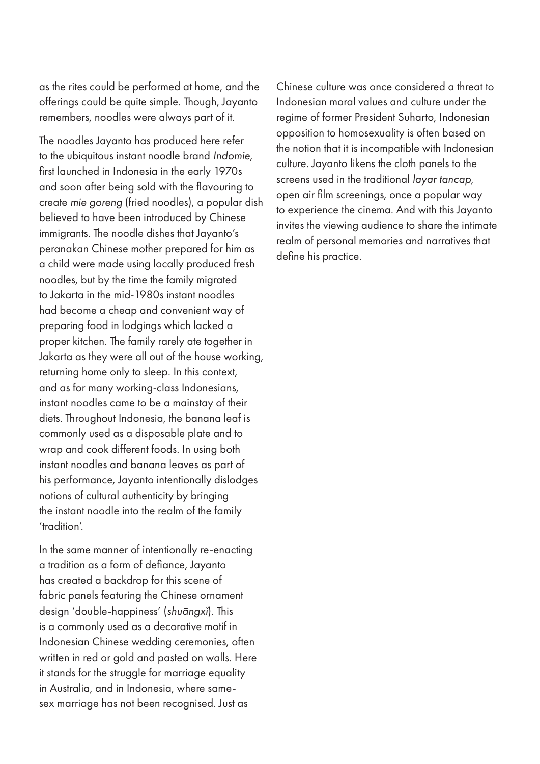as the rites could be performed at home, and the offerings could be quite simple. Though, Jayanto remembers, noodles were always part of it.

The noodles Jayanto has produced here refer to the ubiquitous instant noodle brand *Indomie*, first launched in Indonesia in the early 1970s and soon after being sold with the flavouring to create *mie goreng* (fried noodles), a popular dish believed to have been introduced by Chinese immigrants. The noodle dishes that Jayanto's peranakan Chinese mother prepared for him as a child were made using locally produced fresh noodles, but by the time the family migrated to Jakarta in the mid-1980s instant noodles had become a cheap and convenient way of preparing food in lodgings which lacked a proper kitchen. The family rarely ate together in Jakarta as they were all out of the house working, returning home only to sleep. In this context, and as for many working-class Indonesians, instant noodles came to be a mainstay of their diets. Throughout Indonesia, the banana leaf is commonly used as a disposable plate and to wrap and cook different foods. In using both instant noodles and banana leaves as part of his performance, Jayanto intentionally dislodges notions of cultural authenticity by bringing the instant noodle into the realm of the family 'tradition'.

In the same manner of intentionally re-enacting a tradition as a form of defiance, Jayanto has created a backdrop for this scene of fabric panels featuring the Chinese ornament design 'double-happiness' (*shuāngxǐ*). This is a commonly used as a decorative motif in Indonesian Chinese wedding ceremonies, often written in red or gold and pasted on walls. Here it stands for the struggle for marriage equality in Australia, and in Indonesia, where same-sex marriage has not been recognised. Just as Chinese culture was once considered a threat to Indonesian moral values and culture under the regime of former President Suharto, Indonesian opposition to homosexuality is often based on the notion that it is incompatible with Indonesian culture. Jayanto likens the cloth panels to the screens used in the traditional *layar tancap*, open air film screenings, once a popular way to experience the cinema. And with this Jayanto invites the viewing audience to share the intimate realm of personal memories and narratives that define his practice.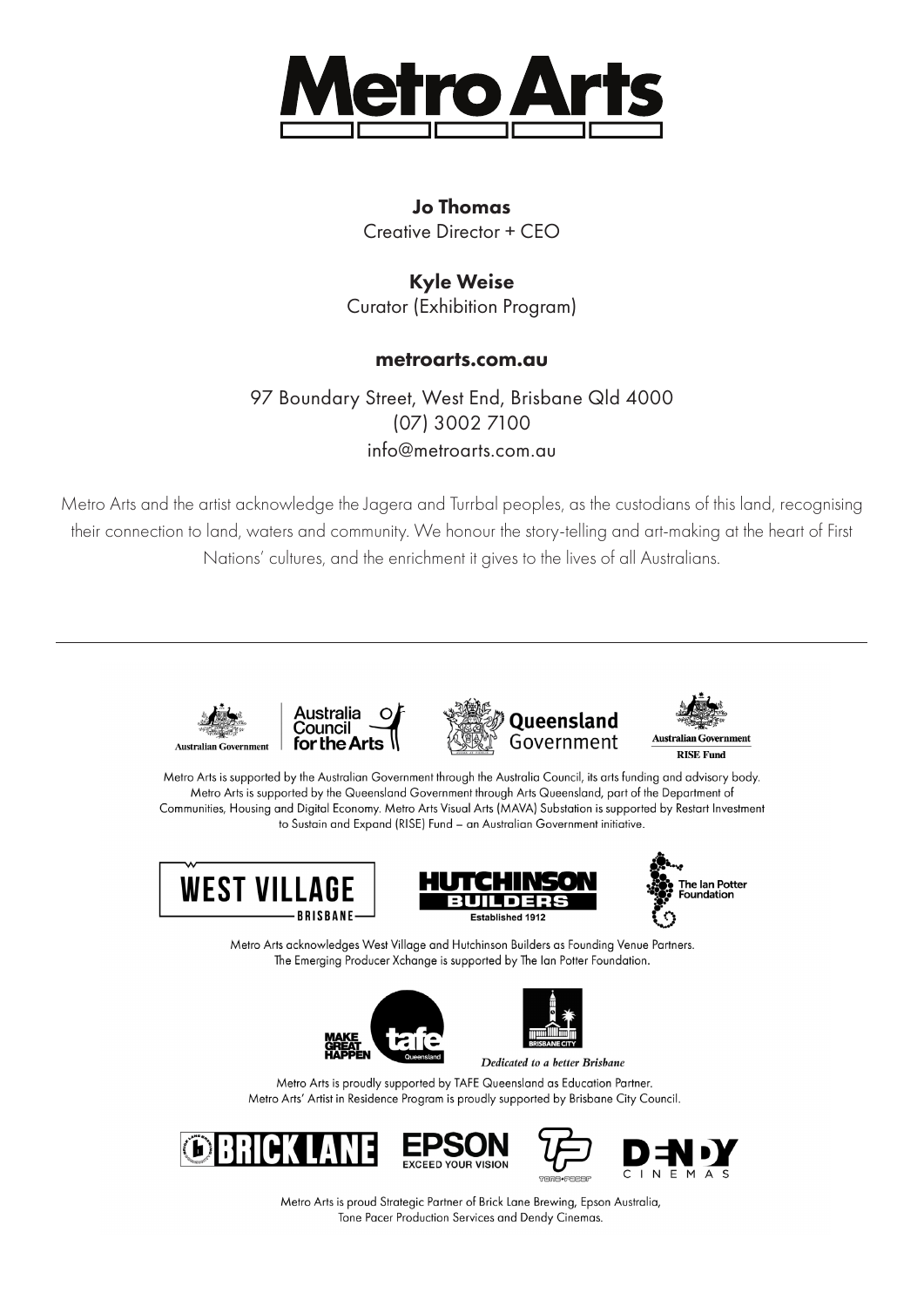# Metro Arts

**Jo Thomas**
Creative Director + CEO

**Kyle Weise**
Curator (Exhibition Program)

**metroarts.com.au**

97 Boundary Street, West End, Brisbane Qld 4000
(07) 3002 7100
info@metroarts.com.au

Metro Arts and the artist acknowledge the Jagera and Turrbal peoples, as the custodians of this land, recognising their connection to land, waters and community. We honour the story-telling and art-making at the heart of First Nations' cultures, and the enrichment it gives to the lives of all Australians.

---

Australian Government | Australia Council for the Arts | Queensland Government | Australian Government RISE Fund

Metro Arts is supported by the Australian Government through the Australia Council, its arts funding and advisory body. Metro Arts is supported by the Queensland Government through Arts Queensland, part of the Department of Communities, Housing and Digital Economy. Metro Arts Visual Arts (MAVA) Substation is supported by Restart Investment to Sustain and Expand (RISE) Fund – an Australian Government initiative.

West Village Brisbane | Hutchinson Builders Established 1912 | The Ian Potter Foundation

Metro Arts acknowledges West Village and Hutchinson Builders as Founding Venue Partners. The Emerging Producer Xchange is supported by The Ian Potter Foundation.

Make Great Happen TAFE Queensland | Brisbane City — *Dedicated to a better Brisbane*

Metro Arts is proudly supported by TAFE Queensland as Education Partner. Metro Arts' Artist in Residence Program is proudly supported by Brisbane City Council.

Brick Lane | Epson Exceed Your Vision | Tone Pacer | Dendy Cinemas

Metro Arts is proud Strategic Partner of Brick Lane Brewing, Epson Australia, Tone Pacer Production Services and Dendy Cinemas.